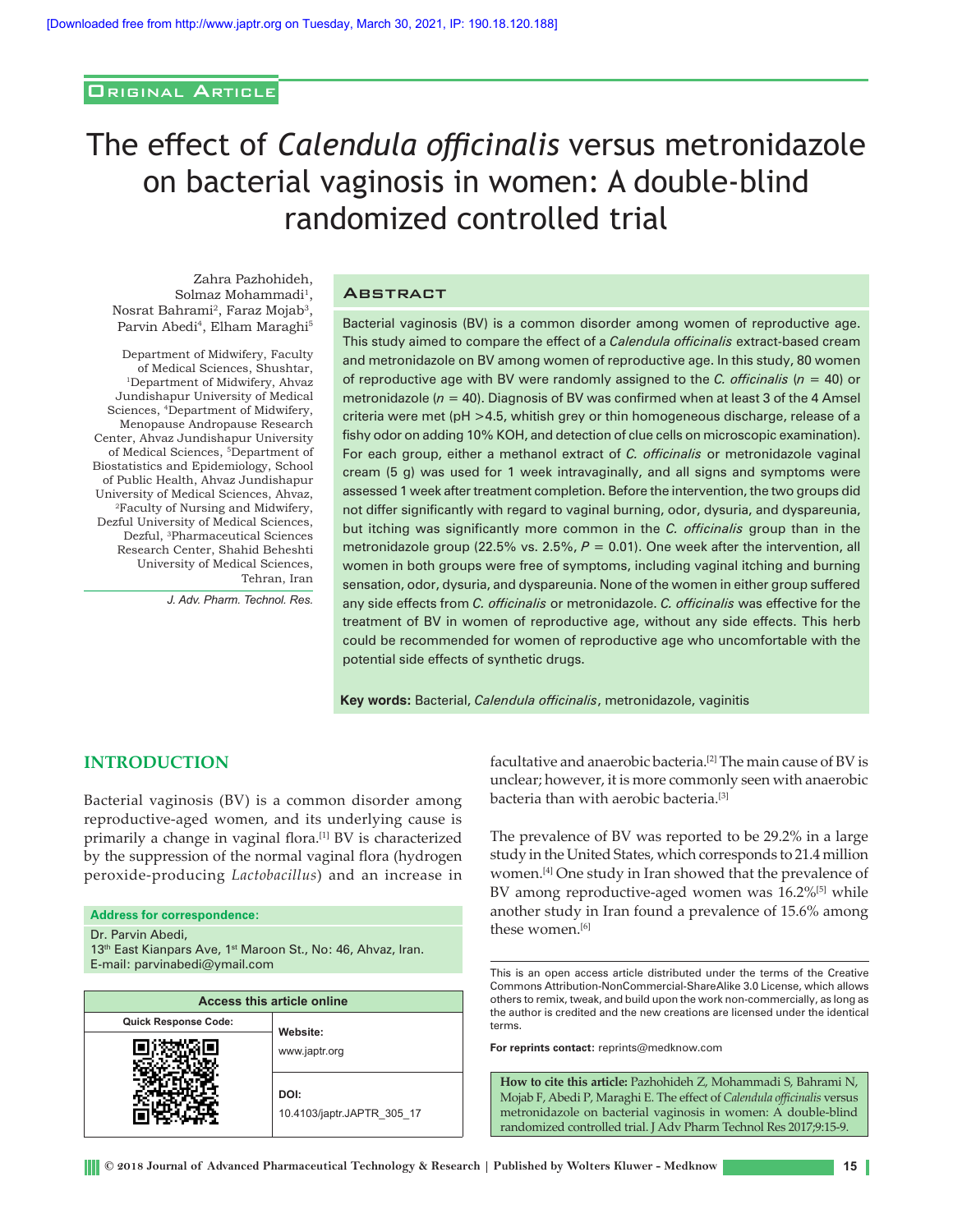Original Article

# The effect of *Calendula officinalis* versus metronidazole on bacterial vaginosis in women: A double-blind randomized controlled trial

Zahra Pazhohideh, Solmaz Mohammadi[1], Nosrat Bahrami[2], Faraz Mojab[3], Parvin Abedi[4], Elham Maraghi[5]

Department of Midwifery, Faculty of Medical Sciences, Shushtar, [1]Department of Midwifery, Ahvaz Jundishapur University of Medical Sciences, [4]Department of Midwifery, Menopause Andropause Research Center, Ahvaz Jundishapur University of Medical Sciences, [5]Department of Biostatistics and Epidemiology, School of Public Health, Ahvaz Jundishapur University of Medical Sciences, Ahvaz, [2]Faculty of Nursing and Midwifery, Dezful University of Medical Sciences, Dezful, [3]Pharmaceutical Sciences Research Center, Shahid Beheshti University of Medical Sciences, Tehran, Iran

*J. Adv. Pharm. Technol. Res.*

## Abstract

Bacterial vaginosis (BV) is a common disorder among women of reproductive age. This study aimed to compare the effect of a *Calendula officinalis* extract-based cream and metronidazole on BV among women of reproductive age. In this study, 80 women of reproductive age with BV were randomly assigned to the *C. officinalis* ($n = 40$) or metronidazole ($n = 40$). Diagnosis of BV was confirmed when at least 3 of the 4 Amsel criteria were met (pH >4.5, whitish grey or thin homogeneous discharge, release of a fishy odor on adding 10% KOH, and detection of clue cells on microscopic examination). For each group, either a methanol extract of *C. officinalis* or metronidazole vaginal cream (5 g) was used for 1 week intravaginally, and all signs and symptoms were assessed 1 week after treatment completion. Before the intervention, the two groups did not differ significantly with regard to vaginal burning, odor, dysuria, and dyspareunia, but itching was significantly more common in the *C. officinalis* group than in the metronidazole group (22.5% vs. 2.5%, $P = 0.01$). One week after the intervention, all women in both groups were free of symptoms, including vaginal itching and burning sensation, odor, dysuria, and dyspareunia. None of the women in either group suffered any side effects from *C. officinalis* or metronidazole. *C. officinalis* was effective for the treatment of BV in women of reproductive age, without any side effects. This herb could be recommended for women of reproductive age who uncomfortable with the potential side effects of synthetic drugs.

**Key words:** Bacterial, *Calendula officinalis*, metronidazole, vaginitis

## INTRODUCTION

Bacterial vaginosis (BV) is a common disorder among reproductive-aged women, and its underlying cause is primarily a change in vaginal flora.[1] BV is characterized by the suppression of the normal vaginal flora (hydrogen peroxide-producing *Lactobacillus*) and an increase in facultative and anaerobic bacteria.[2] The main cause of BV is unclear; however, it is more commonly seen with anaerobic bacteria than with aerobic bacteria.[3]

The prevalence of BV was reported to be 29.2% in a large study in the United States, which corresponds to 21.4 million women.[4] One study in Iran showed that the prevalence of BV among reproductive-aged women was 16.2%[5] while another study in Iran found a prevalence of 15.6% among these women.[6]

**Address for correspondence:**
Dr. Parvin Abedi,
13th East Kianpars Ave, 1st Maroon St., No: 46, Ahvaz, Iran.
E-mail: parvinabedi@ymail.com

| Access this article online | |
|---|---|
| Quick Response Code: | Website: www.japtr.org |
| | DOI: 10.4103/japtr.JAPTR_305_17 |

This is an open access article distributed under the terms of the Creative Commons Attribution-NonCommercial-ShareAlike 3.0 License, which allows others to remix, tweak, and build upon the work non-commercially, as long as the author is credited and the new creations are licensed under the identical terms.

**For reprints contact:** reprints@medknow.com

**How to cite this article:** Pazhohideh Z, Mohammadi S, Bahrami N, Mojab F, Abedi P, Maraghi E. The effect of *Calendula officinalis* versus metronidazole on bacterial vaginosis in women: A double-blind randomized controlled trial. J Adv Pharm Technol Res 2017;9:15-9.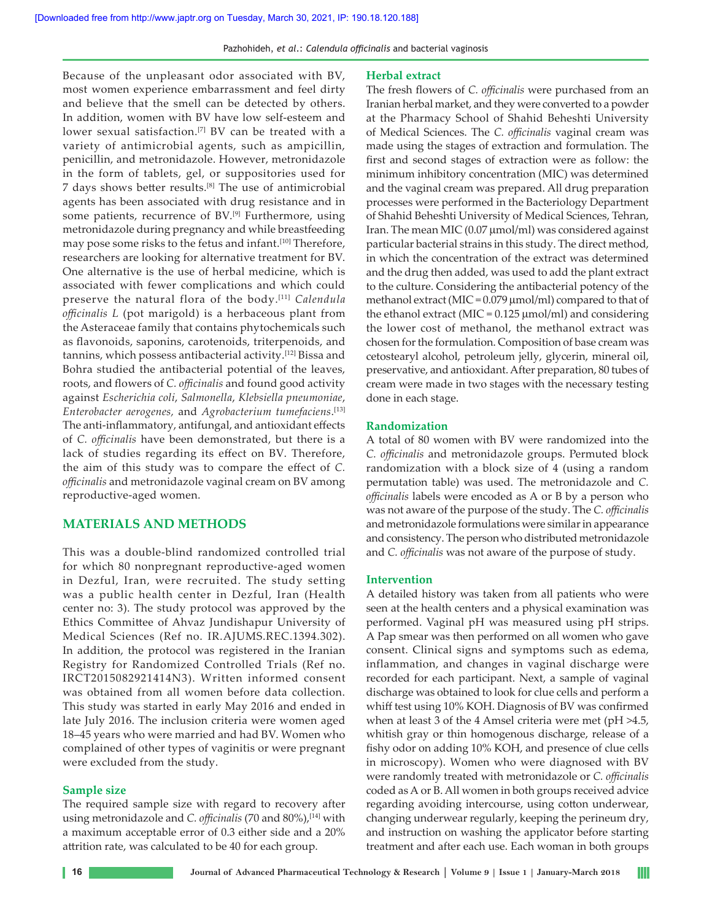Because of the unpleasant odor associated with BV, most women experience embarrassment and feel dirty and believe that the smell can be detected by others. In addition, women with BV have low self-esteem and lower sexual satisfaction.[7] BV can be treated with a variety of antimicrobial agents, such as ampicillin, penicillin, and metronidazole. However, metronidazole in the form of tablets, gel, or suppositories used for 7 days shows better results.[8] The use of antimicrobial agents has been associated with drug resistance and in some patients, recurrence of BV.[9] Furthermore, using metronidazole during pregnancy and while breastfeeding may pose some risks to the fetus and infant.[10] Therefore, researchers are looking for alternative treatment for BV. One alternative is the use of herbal medicine, which is associated with fewer complications and which could preserve the natural flora of the body.[11] *Calendula officinalis L* (pot marigold) is a herbaceous plant from the Asteraceae family that contains phytochemicals such as flavonoids, saponins, carotenoids, triterpenoids, and tannins, which possess antibacterial activity.[12] Bissa and Bohra studied the antibacterial potential of the leaves, roots, and flowers of *C. officinalis* and found good activity against *Escherichia coli*, *Salmonella*, *Klebsiella pneumoniae*, *Enterobacter aerogenes,* and *Agrobacterium tumefaciens*.[13] The anti-inflammatory, antifungal, and antioxidant effects of *C. officinalis* have been demonstrated, but there is a lack of studies regarding its effect on BV. Therefore, the aim of this study was to compare the effect of *C. officinalis* and metronidazole vaginal cream on BV among reproductive-aged women.

## MATERIALS AND METHODS

This was a double-blind randomized controlled trial for which 80 nonpregnant reproductive-aged women in Dezful, Iran, were recruited. The study setting was a public health center in Dezful, Iran (Health center no: 3). The study protocol was approved by the Ethics Committee of Ahvaz Jundishapur University of Medical Sciences (Ref no. IR.AJUMS.REC.1394.302). In addition, the protocol was registered in the Iranian Registry for Randomized Controlled Trials (Ref no. IRCT2015082921414N3). Written informed consent was obtained from all women before data collection. This study was started in early May 2016 and ended in late July 2016. The inclusion criteria were women aged 18–45 years who were married and had BV. Women who complained of other types of vaginitis or were pregnant were excluded from the study.

### Sample size

The required sample size with regard to recovery after using metronidazole and *C. officinalis* (70 and 80%),[14] with a maximum acceptable error of 0.3 either side and a 20% attrition rate, was calculated to be 40 for each group.

### Herbal extract

The fresh flowers of *C. officinalis* were purchased from an Iranian herbal market, and they were converted to a powder at the Pharmacy School of Shahid Beheshti University of Medical Sciences. The *C. officinalis* vaginal cream was made using the stages of extraction and formulation. The first and second stages of extraction were as follow: the minimum inhibitory concentration (MIC) was determined and the vaginal cream was prepared. All drug preparation processes were performed in the Bacteriology Department of Shahid Beheshti University of Medical Sciences, Tehran, Iran. The mean MIC (0.07 μmol/ml) was considered against particular bacterial strains in this study. The direct method, in which the concentration of the extract was determined and the drug then added, was used to add the plant extract to the culture. Considering the antibacterial potency of the methanol extract (MIC = 0.079 μmol/ml) compared to that of the ethanol extract (MIC = 0.125 μmol/ml) and considering the lower cost of methanol, the methanol extract was chosen for the formulation. Composition of base cream was cetostearyl alcohol, petroleum jelly, glycerin, mineral oil, preservative, and antioxidant. After preparation, 80 tubes of cream were made in two stages with the necessary testing done in each stage.

### Randomization

A total of 80 women with BV were randomized into the *C. officinalis* and metronidazole groups. Permuted block randomization with a block size of 4 (using a random permutation table) was used. The metronidazole and *C. officinalis* labels were encoded as A or B by a person who was not aware of the purpose of the study. The *C. officinalis* and metronidazole formulations were similar in appearance and consistency. The person who distributed metronidazole and *C. officinalis* was not aware of the purpose of study.

### Intervention

A detailed history was taken from all patients who were seen at the health centers and a physical examination was performed. Vaginal pH was measured using pH strips. A Pap smear was then performed on all women who gave consent. Clinical signs and symptoms such as edema, inflammation, and changes in vaginal discharge were recorded for each participant. Next, a sample of vaginal discharge was obtained to look for clue cells and perform a whiff test using 10% KOH. Diagnosis of BV was confirmed when at least 3 of the 4 Amsel criteria were met (pH >4.5, whitish gray or thin homogenous discharge, release of a fishy odor on adding 10% KOH, and presence of clue cells in microscopy). Women who were diagnosed with BV were randomly treated with metronidazole or *C. officinalis* coded as A or B. All women in both groups received advice regarding avoiding intercourse, using cotton underwear, changing underwear regularly, keeping the perineum dry, and instruction on washing the applicator before starting treatment and after each use. Each woman in both groups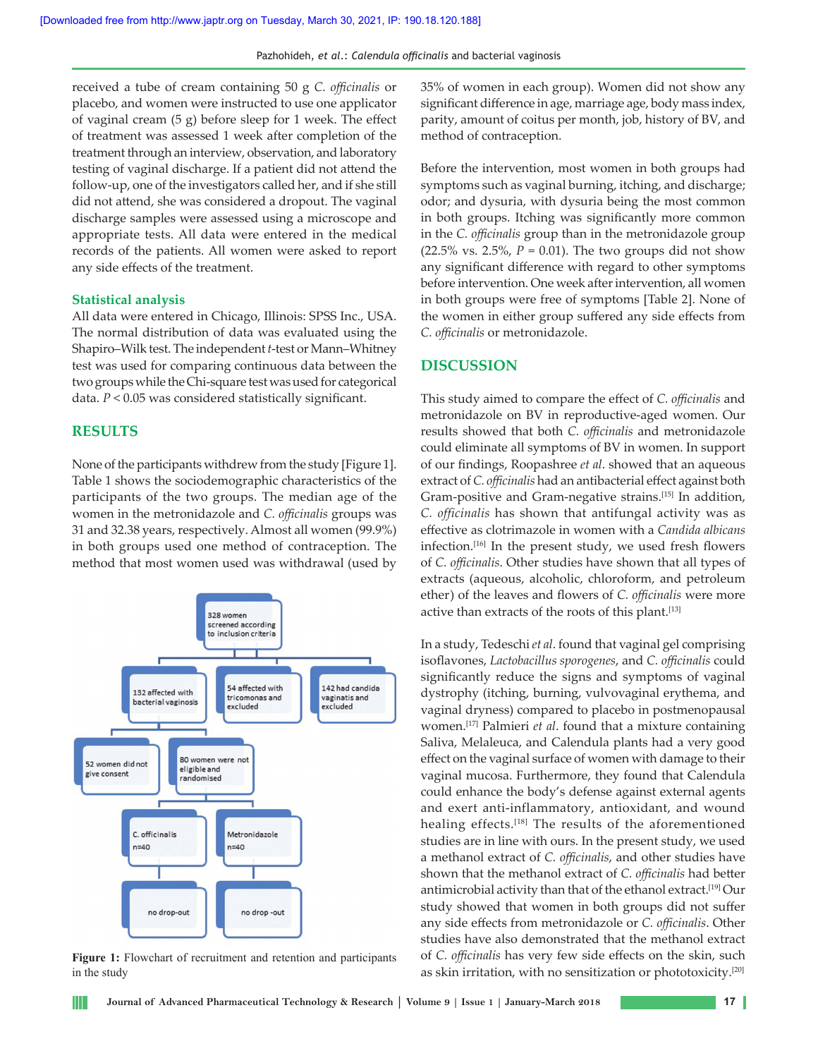received a tube of cream containing 50 g *C. officinalis* or placebo, and women were instructed to use one applicator of vaginal cream (5 g) before sleep for 1 week. The effect of treatment was assessed 1 week after completion of the treatment through an interview, observation, and laboratory testing of vaginal discharge. If a patient did not attend the follow-up, one of the investigators called her, and if she still did not attend, she was considered a dropout. The vaginal discharge samples were assessed using a microscope and appropriate tests. All data were entered in the medical records of the patients. All women were asked to report any side effects of the treatment.

### Statistical analysis

All data were entered in Chicago, Illinois: SPSS Inc., USA. The normal distribution of data was evaluated using the Shapiro–Wilk test. The independent *t*-test or Mann–Whitney test was used for comparing continuous data between the two groups while the Chi-square test was used for categorical data. $P < 0.05$ was considered statistically significant.

## RESULTS

None of the participants withdrew from the study [Figure 1]. Table 1 shows the sociodemographic characteristics of the participants of the two groups. The median age of the women in the metronidazole and *C. officinalis* groups was 31 and 32.38 years, respectively. Almost all women (99.9%) in both groups used one method of contraception. The method that most women used was withdrawal (used by 35% of women in each group). Women did not show any significant difference in age, marriage age, body mass index, parity, amount of coitus per month, job, history of BV, and method of contraception.

Before the intervention, most women in both groups had symptoms such as vaginal burning, itching, and discharge; odor; and dysuria, with dysuria being the most common in both groups. Itching was significantly more common in the *C. officinalis* group than in the metronidazole group (22.5% vs. 2.5%, $P = 0.01$). The two groups did not show any significant difference with regard to other symptoms before intervention. One week after intervention, all women in both groups were free of symptoms [Table 2]. None of the women in either group suffered any side effects from *C. officinalis* or metronidazole.

328 women screened according to inclusion criteria

- 132 affected with bacterial vaginosis
  - 52 women did not give consent
  - 80 women were not eligible and randomised
    - C. officinalis n=40 → no drop-out
    - Metronidazole n=40 → no drop -out
- 54 affected with tricomonas and excluded
- 142 had candida vaginatis and excluded

**Figure 1:** Flowchart of recruitment and retention and participants in the study

## DISCUSSION

This study aimed to compare the effect of *C. officinalis* and metronidazole on BV in reproductive-aged women. Our results showed that both *C. officinalis* and metronidazole could eliminate all symptoms of BV in women. In support of our findings, Roopashree *et al.* showed that an aqueous extract of *C. officinalis* had an antibacterial effect against both Gram-positive and Gram-negative strains.[15] In addition, *C. officinalis* has shown that antifungal activity was as effective as clotrimazole in women with a *Candida albicans* infection.[16] In the present study, we used fresh flowers of *C. officinalis*. Other studies have shown that all types of extracts (aqueous, alcoholic, chloroform, and petroleum ether) of the leaves and flowers of *C. officinalis* were more active than extracts of the roots of this plant.[13]

In a study, Tedeschi *et al.* found that vaginal gel comprising isoflavones, *Lactobacillus sporogenes*, and *C. officinalis* could significantly reduce the signs and symptoms of vaginal dystrophy (itching, burning, vulvovaginal erythema, and vaginal dryness) compared to placebo in postmenopausal women.[17] Palmieri *et al.* found that a mixture containing Saliva, Melaleuca, and Calendula plants had a very good effect on the vaginal surface of women with damage to their vaginal mucosa. Furthermore, they found that Calendula could enhance the body's defense against external agents and exert anti-inflammatory, antioxidant, and wound healing effects.[18] The results of the aforementioned studies are in line with ours. In the present study, we used a methanol extract of *C. officinalis*, and other studies have shown that the methanol extract of *C. officinalis* had better antimicrobial activity than that of the ethanol extract.[19] Our study showed that women in both groups did not suffer any side effects from metronidazole or *C. officinalis*. Other studies have also demonstrated that the methanol extract of *C. officinalis* has very few side effects on the skin, such as skin irritation, with no sensitization or phototoxicity.[20]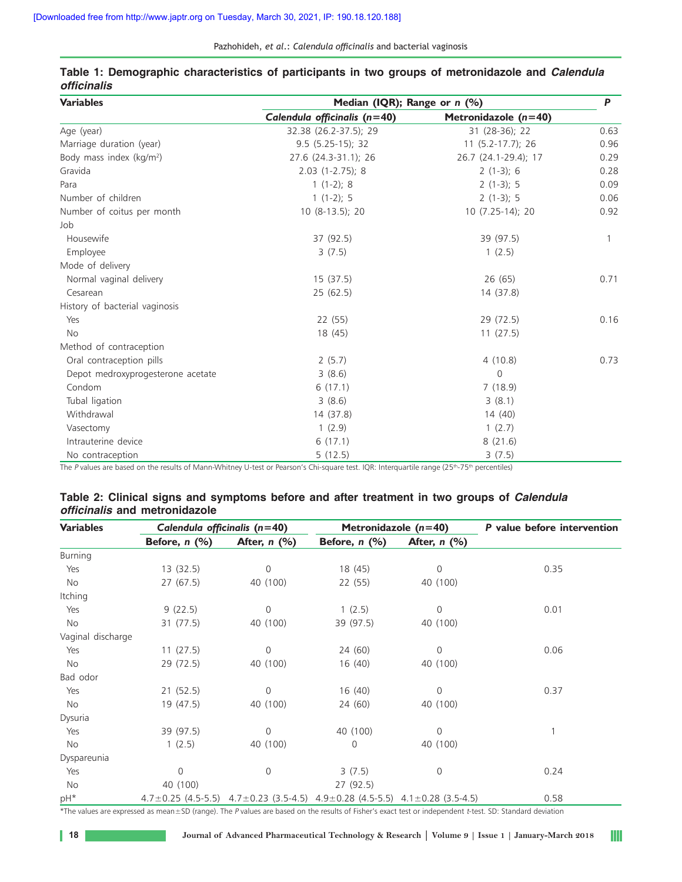**Table 1: Demographic characteristics of participants in two groups of metronidazole and *Calendula officinalis***

| Variables | Median (IQR); Range or *n* (%) | | *P* |
|---|---|---|---|
| | *Calendula officinalis* (*n*=40) | Metronidazole (*n*=40) | |
| Age (year) | 32.38 (26.2-37.5); 29 | 31 (28-36); 22 | 0.63 |
| Marriage duration (year) | 9.5 (5.25-15); 32 | 11 (5.2-17.7); 26 | 0.96 |
| Body mass index (kg/m$^2$) | 27.6 (24.3-31.1); 26 | 26.7 (24.1-29.4); 17 | 0.29 |
| Gravida | 2.03 (1-2.75); 8 | 2 (1-3); 6 | 0.28 |
| Para | 1 (1-2); 8 | 2 (1-3); 5 | 0.09 |
| Number of children | 1 (1-2); 5 | 2 (1-3); 5 | 0.06 |
| Number of coitus per month | 10 (8-13.5); 20 | 10 (7.25-14); 20 | 0.92 |
| Job | | | |
| Housewife | 37 (92.5) | 39 (97.5) | 1 |
| Employee | 3 (7.5) | 1 (2.5) | |
| Mode of delivery | | | |
| Normal vaginal delivery | 15 (37.5) | 26 (65) | 0.71 |
| Cesarean | 25 (62.5) | 14 (37.8) | |
| History of bacterial vaginosis | | | |
| Yes | 22 (55) | 29 (72.5) | 0.16 |
| No | 18 (45) | 11 (27.5) | |
| Method of contraception | | | |
| Oral contraception pills | 2 (5.7) | 4 (10.8) | 0.73 |
| Depot medroxyprogesterone acetate | 3 (8.6) | 0 | |
| Condom | 6 (17.1) | 7 (18.9) | |
| Tubal ligation | 3 (8.6) | 3 (8.1) | |
| Withdrawal | 14 (37.8) | 14 (40) | |
| Vasectomy | 1 (2.9) | 1 (2.7) | |
| Intrauterine device | 6 (17.1) | 8 (21.6) | |
| No contraception | 5 (12.5) | 3 (7.5) | |

The *P* values are based on the results of Mann-Whitney U-test or Pearson's Chi-square test. IQR: Interquartile range (25th-75th percentiles)

**Table 2: Clinical signs and symptoms before and after treatment in two groups of *Calendula officinalis* and metronidazole**

| Variables | *Calendula officinalis* (*n*=40) | | Metronidazole (*n*=40) | | *P* value before intervention |
|---|---|---|---|---|---|
| | Before, *n* (%) | After, *n* (%) | Before, *n* (%) | After, *n* (%) | |
| Burning | | | | | |
| Yes | 13 (32.5) | 0 | 18 (45) | 0 | 0.35 |
| No | 27 (67.5) | 40 (100) | 22 (55) | 40 (100) | |
| Itching | | | | | |
| Yes | 9 (22.5) | 0 | 1 (2.5) | 0 | 0.01 |
| No | 31 (77.5) | 40 (100) | 39 (97.5) | 40 (100) | |
| Vaginal discharge | | | | | |
| Yes | 11 (27.5) | 0 | 24 (60) | 0 | 0.06 |
| No | 29 (72.5) | 40 (100) | 16 (40) | 40 (100) | |
| Bad odor | | | | | |
| Yes | 21 (52.5) | 0 | 16 (40) | 0 | 0.37 |
| No | 19 (47.5) | 40 (100) | 24 (60) | 40 (100) | |
| Dysuria | | | | | |
| Yes | 39 (97.5) | 0 | 40 (100) | 0 | 1 |
| No | 1 (2.5) | 40 (100) | 0 | 40 (100) | |
| Dyspareunia | | | | | |
| Yes | 0 | 0 | 3 (7.5) | 0 | 0.24 |
| No | 40 (100) | | 27 (92.5) | | |
| pH* | 4.7±0.25 (4.5-5.5) | 4.7±0.23 (3.5-4.5) | 4.9±0.28 (4.5-5.5) | 4.1±0.28 (3.5-4.5) | 0.58 |

*The values are expressed as mean±SD (range). The *P* values are based on the results of Fisher's exact test or independent *t*-test. SD: Standard deviation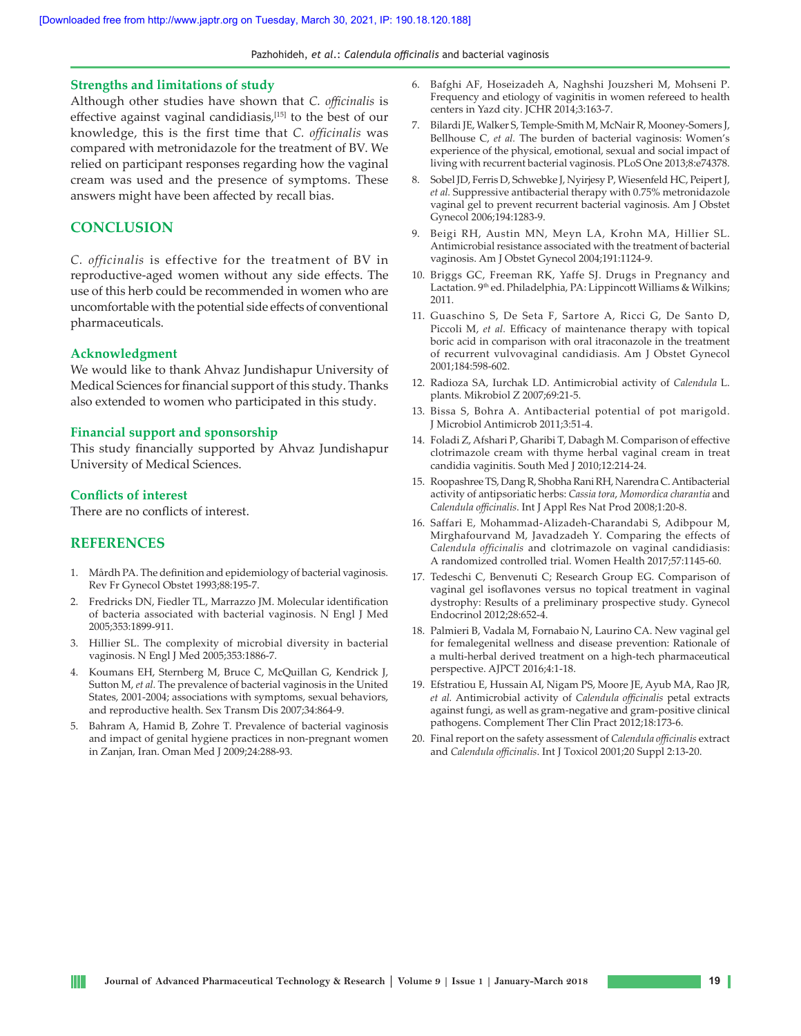### Strengths and limitations of study

Although other studies have shown that *C. officinalis* is effective against vaginal candidiasis,[15] to the best of our knowledge, this is the first time that *C. officinalis* was compared with metronidazole for the treatment of BV. We relied on participant responses regarding how the vaginal cream was used and the presence of symptoms. These answers might have been affected by recall bias.

## CONCLUSION

*C. officinalis* is effective for the treatment of BV in reproductive-aged women without any side effects. The use of this herb could be recommended in women who are uncomfortable with the potential side effects of conventional pharmaceuticals.

### Acknowledgment

We would like to thank Ahvaz Jundishapur University of Medical Sciences for financial support of this study. Thanks also extended to women who participated in this study.

### Financial support and sponsorship

This study financially supported by Ahvaz Jundishapur University of Medical Sciences.

### Conflicts of interest

There are no conflicts of interest.

## REFERENCES

1. Mårdh PA. The definition and epidemiology of bacterial vaginosis. Rev Fr Gynecol Obstet 1993;88:195-7.
2. Fredricks DN, Fiedler TL, Marrazzo JM. Molecular identification of bacteria associated with bacterial vaginosis. N Engl J Med 2005;353:1899-911.
3. Hillier SL. The complexity of microbial diversity in bacterial vaginosis. N Engl J Med 2005;353:1886-7.
4. Koumans EH, Sternberg M, Bruce C, McQuillan G, Kendrick J, Sutton M, *et al.* The prevalence of bacterial vaginosis in the United States, 2001-2004; associations with symptoms, sexual behaviors, and reproductive health. Sex Transm Dis 2007;34:864-9.
5. Bahram A, Hamid B, Zohre T. Prevalence of bacterial vaginosis and impact of genital hygiene practices in non-pregnant women in Zanjan, Iran. Oman Med J 2009;24:288-93.
6. Bafghi AF, Hoseizadeh A, Naghshi Jouzsheri M, Mohseni P. Frequency and etiology of vaginitis in women refereed to health centers in Yazd city. JCHR 2014;3:163-7.
7. Bilardi JE, Walker S, Temple-Smith M, McNair R, Mooney-Somers J, Bellhouse C, *et al.* The burden of bacterial vaginosis: Women's experience of the physical, emotional, sexual and social impact of living with recurrent bacterial vaginosis. PLoS One 2013;8:e74378.
8. Sobel JD, Ferris D, Schwebke J, Nyirjesy P, Wiesenfeld HC, Peipert J, *et al.* Suppressive antibacterial therapy with 0.75% metronidazole vaginal gel to prevent recurrent bacterial vaginosis. Am J Obstet Gynecol 2006;194:1283-9.
9. Beigi RH, Austin MN, Meyn LA, Krohn MA, Hillier SL. Antimicrobial resistance associated with the treatment of bacterial vaginosis. Am J Obstet Gynecol 2004;191:1124-9.
10. Briggs GC, Freeman RK, Yaffe SJ. Drugs in Pregnancy and Lactation. 9th ed. Philadelphia, PA: Lippincott Williams & Wilkins; 2011.
11. Guaschino S, De Seta F, Sartore A, Ricci G, De Santo D, Piccoli M, *et al.* Efficacy of maintenance therapy with topical boric acid in comparison with oral itraconazole in the treatment of recurrent vulvovaginal candidiasis. Am J Obstet Gynecol 2001;184:598-602.
12. Radioza SA, Iurchak LD. Antimicrobial activity of *Calendula* L. plants. Mikrobiol Z 2007;69:21-5.
13. Bissa S, Bohra A. Antibacterial potential of pot marigold. J Microbiol Antimicrob 2011;3:51-4.
14. Foladi Z, Afshari P, Gharibi T, Dabagh M. Comparison of effective clotrimazole cream with thyme herbal vaginal cream in treat candidia vaginitis. South Med J 2010;12:214-24.
15. Roopashree TS, Dang R, Shobha Rani RH, Narendra C. Antibacterial activity of antipsoriatic herbs: *Cassia tora*, *Momordica charantia* and *Calendula officinalis*. Int J Appl Res Nat Prod 2008;1:20-8.
16. Saffari E, Mohammad-Alizadeh-Charandabi S, Adibpour M, Mirghafourvand M, Javadzadeh Y. Comparing the effects of *Calendula officinalis* and clotrimazole on vaginal candidiasis: A randomized controlled trial. Women Health 2017;57:1145-60.
17. Tedeschi C, Benvenuti C; Research Group EG. Comparison of vaginal gel isoflavones versus no topical treatment in vaginal dystrophy: Results of a preliminary prospective study. Gynecol Endocrinol 2012;28:652-4.
18. Palmieri B, Vadala M, Fornabaio N, Laurino CA. New vaginal gel for femalegenital wellness and disease prevention: Rationale of a multi-herbal derived treatment on a high-tech pharmaceutical perspective. AJPCT 2016;4:1-18.
19. Efstratiou E, Hussain AI, Nigam PS, Moore JE, Ayub MA, Rao JR, *et al.* Antimicrobial activity of *Calendula officinalis* petal extracts against fungi, as well as gram-negative and gram-positive clinical pathogens. Complement Ther Clin Pract 2012;18:173-6.
20. Final report on the safety assessment of *Calendula officinalis* extract and *Calendula officinalis*. Int J Toxicol 2001;20 Suppl 2:13-20.